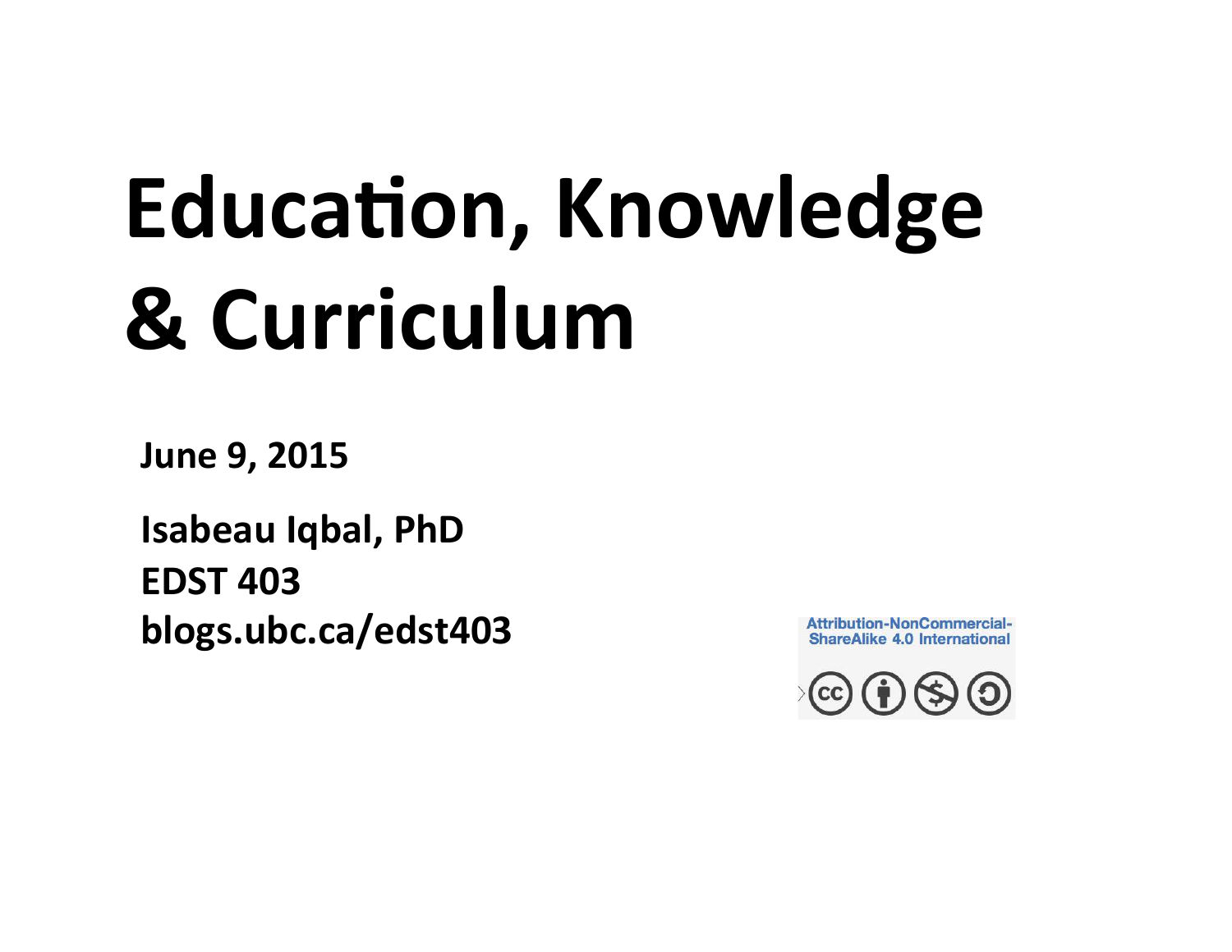# Education, Knowledge & Curriculum

**June 9, 2015**

**Isabeau Iqbal, PhD**
**EDST 403**
**blogs.ubc.ca/edst403**

Attribution-NonCommercial-ShareAlike 4.0 International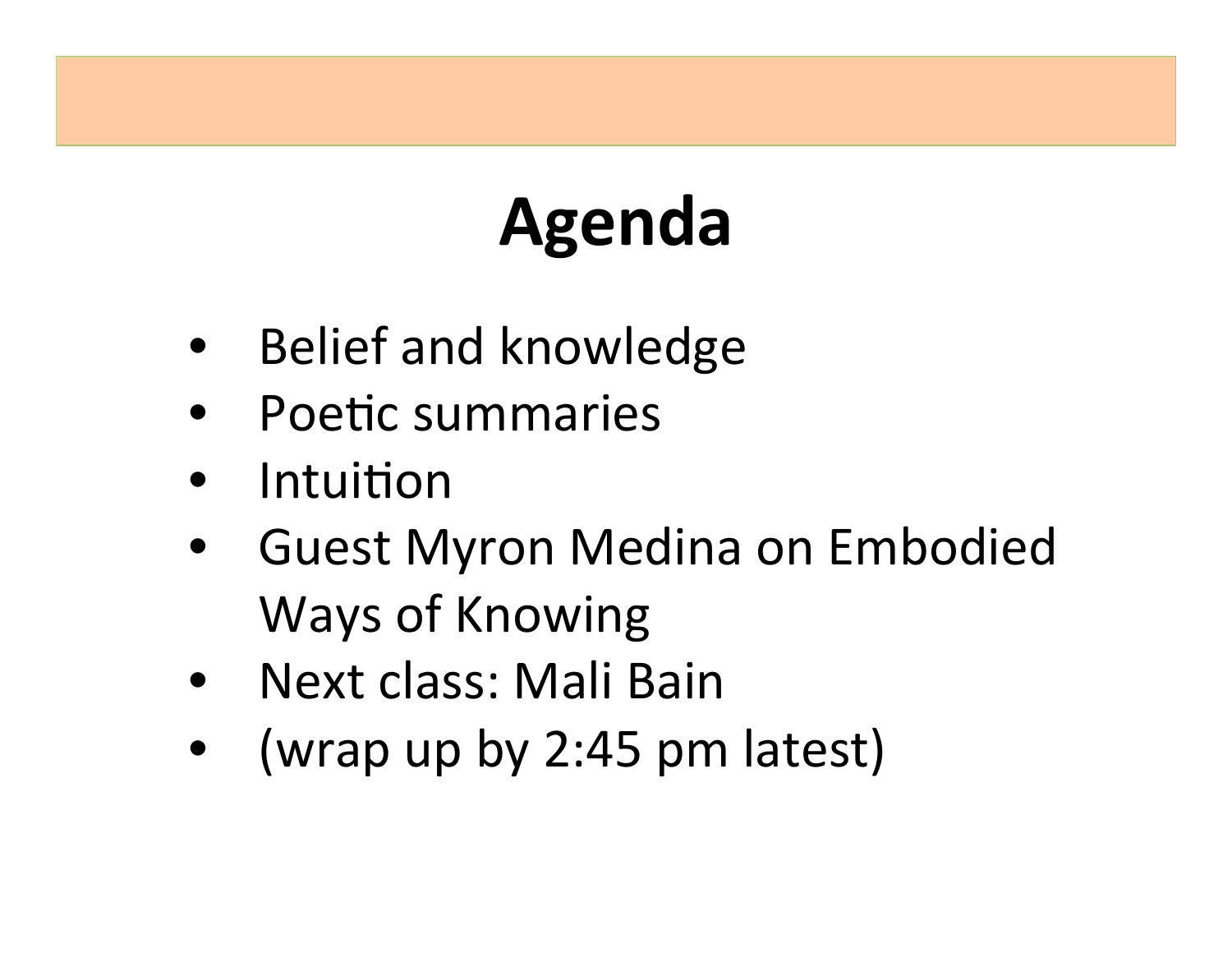# Agenda

- Belief and knowledge
- Poetic summaries
- Intuition
- Guest Myron Medina on Embodied Ways of Knowing
- Next class: Mali Bain
- (wrap up by 2:45 pm latest)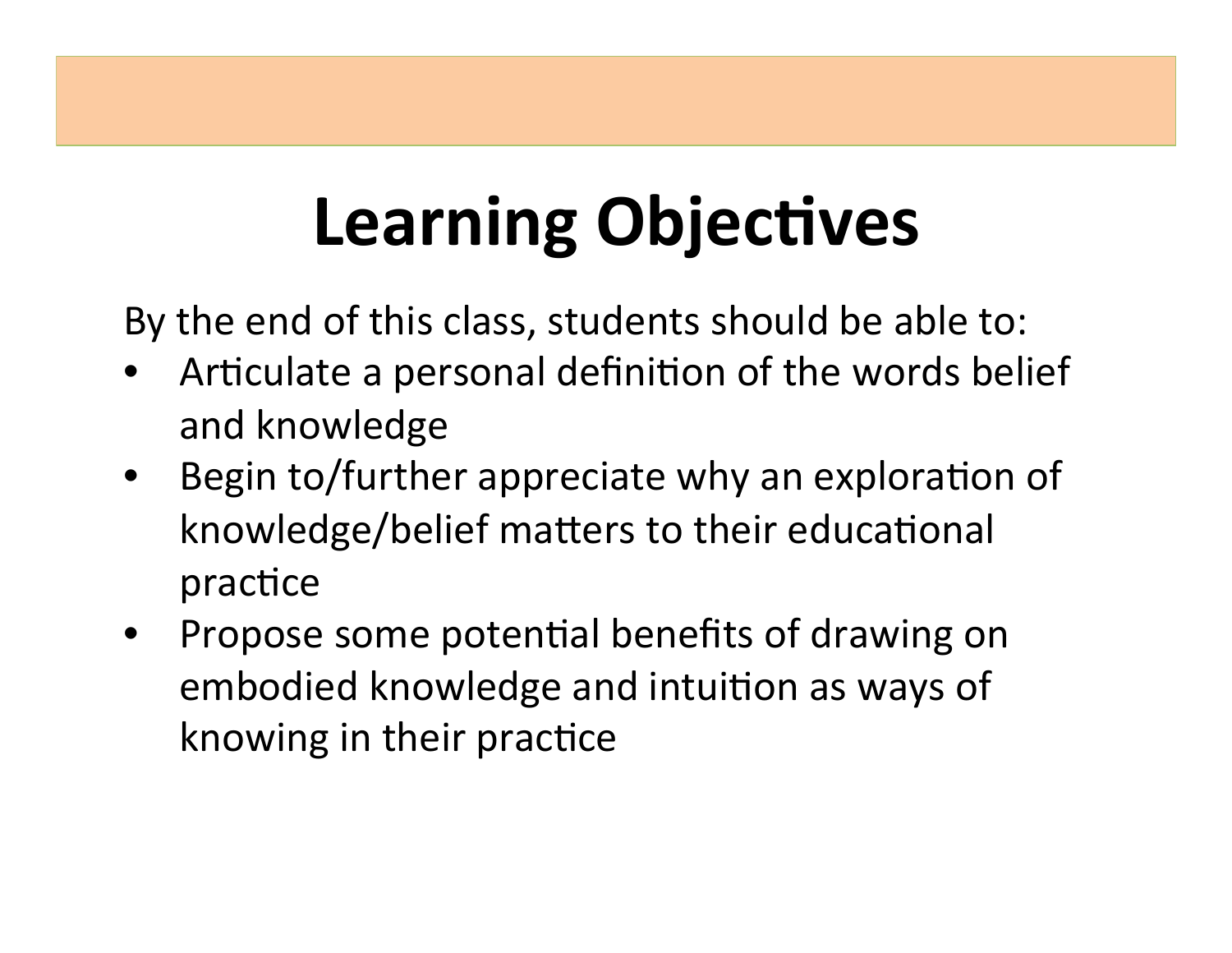# Learning Objectives

By the end of this class, students should be able to:

- Articulate a personal definition of the words belief and knowledge
- Begin to/further appreciate why an exploration of knowledge/belief matters to their educational practice
- Propose some potential benefits of drawing on embodied knowledge and intuition as ways of knowing in their practice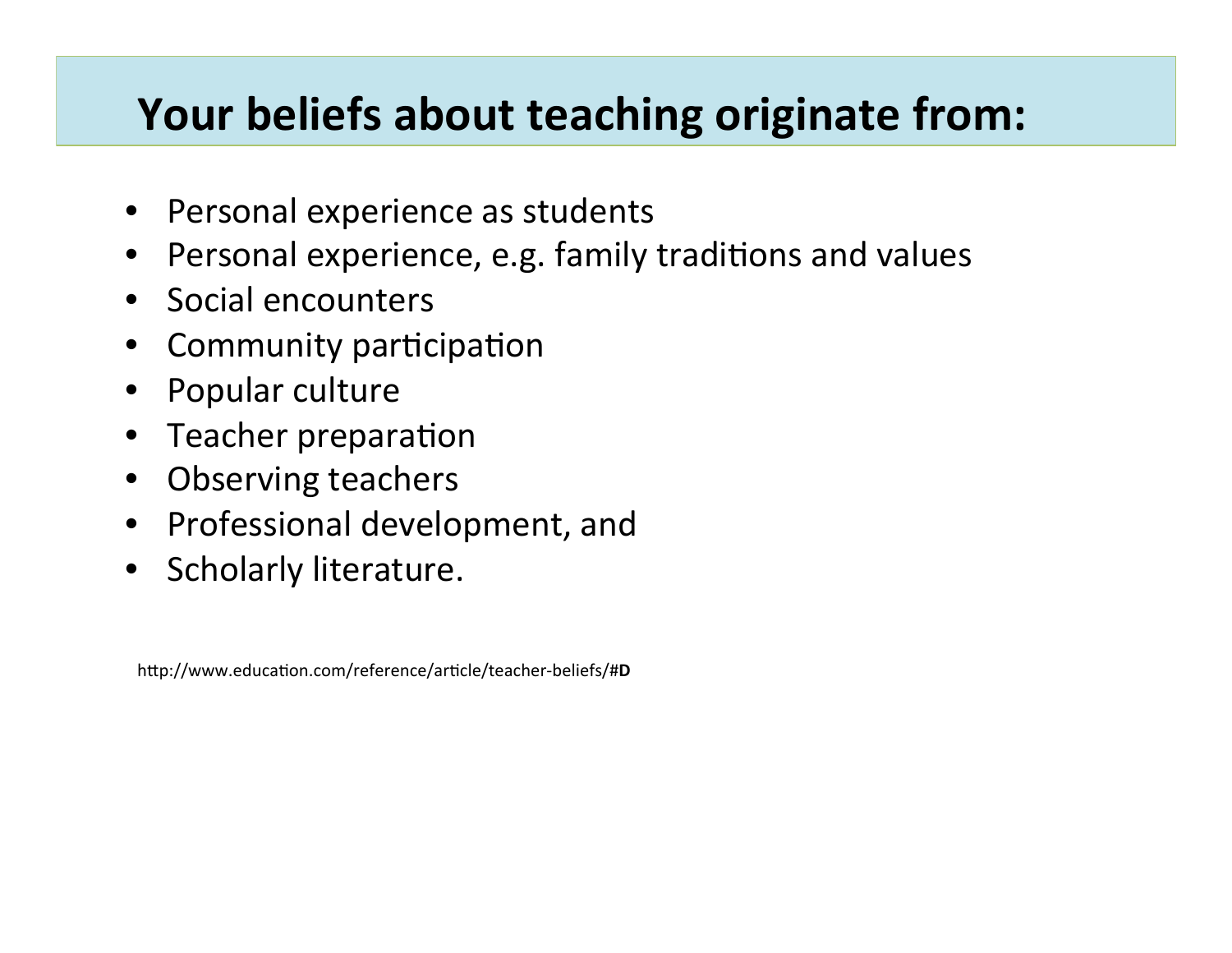# Your beliefs about teaching originate from:

- Personal experience as students
- Personal experience, e.g. family traditions and values
- Social encounters
- Community participation
- Popular culture
- Teacher preparation
- Observing teachers
- Professional development, and
- Scholarly literature.

http://www.education.com/reference/article/teacher-beliefs/#**D**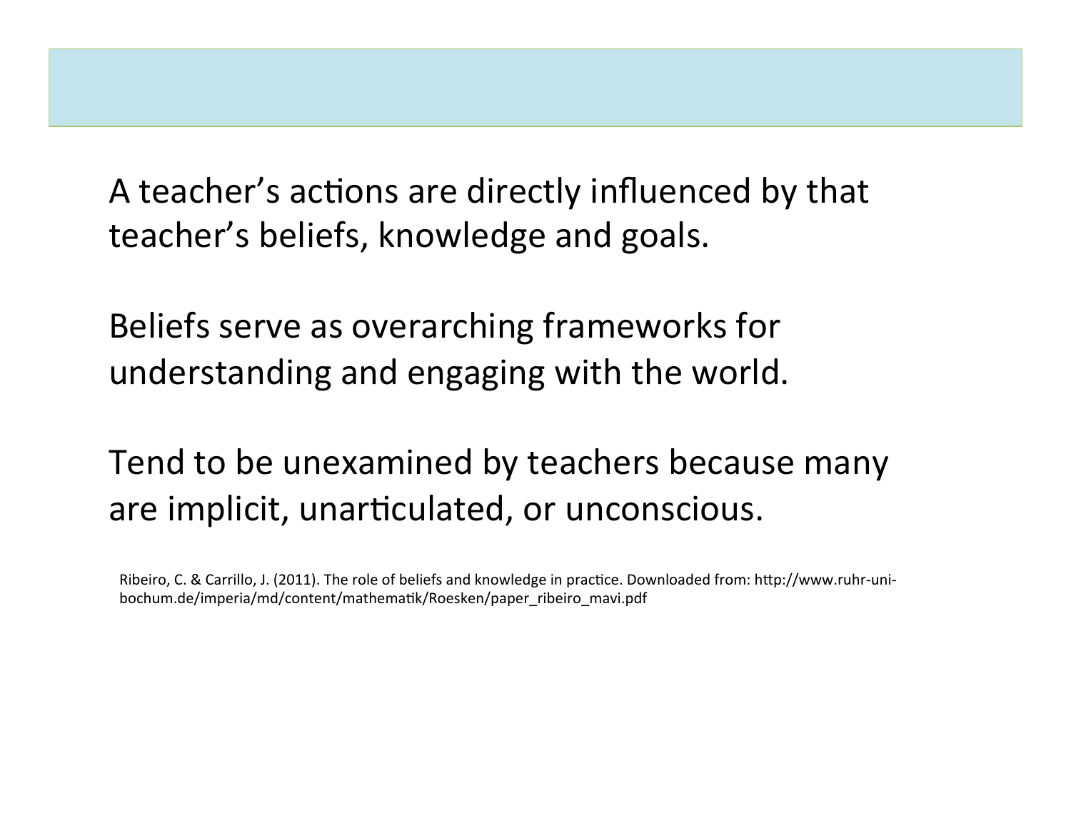A teacher's actions are directly influenced by that teacher's beliefs, knowledge and goals.

Beliefs serve as overarching frameworks for understanding and engaging with the world.

Tend to be unexamined by teachers because many are implicit, unarticulated, or unconscious.

Ribeiro, C. & Carrillo, J. (2011). The role of beliefs and knowledge in practice. Downloaded from: http://www.ruhr-uni-bochum.de/imperia/md/content/mathematik/Roesken/paper_ribeiro_mavi.pdf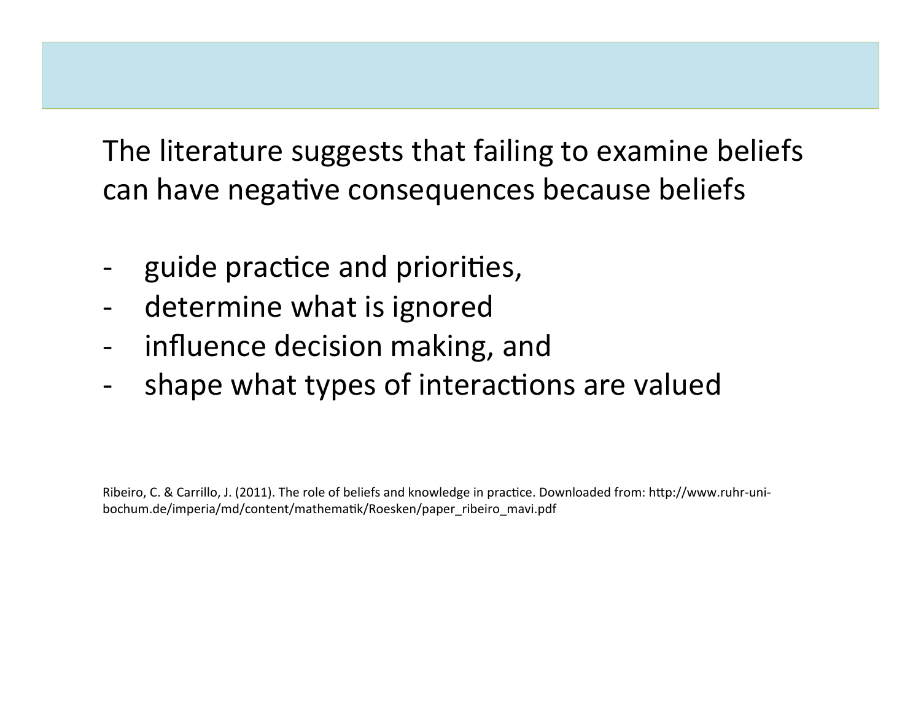The literature suggests that failing to examine beliefs can have negative consequences because beliefs

- guide practice and priorities,
- determine what is ignored
- influence decision making, and
- shape what types of interactions are valued

Ribeiro, C. & Carrillo, J. (2011). The role of beliefs and knowledge in practice. Downloaded from: http://www.ruhr-uni-bochum.de/imperia/md/content/mathematik/Roesken/paper_ribeiro_mavi.pdf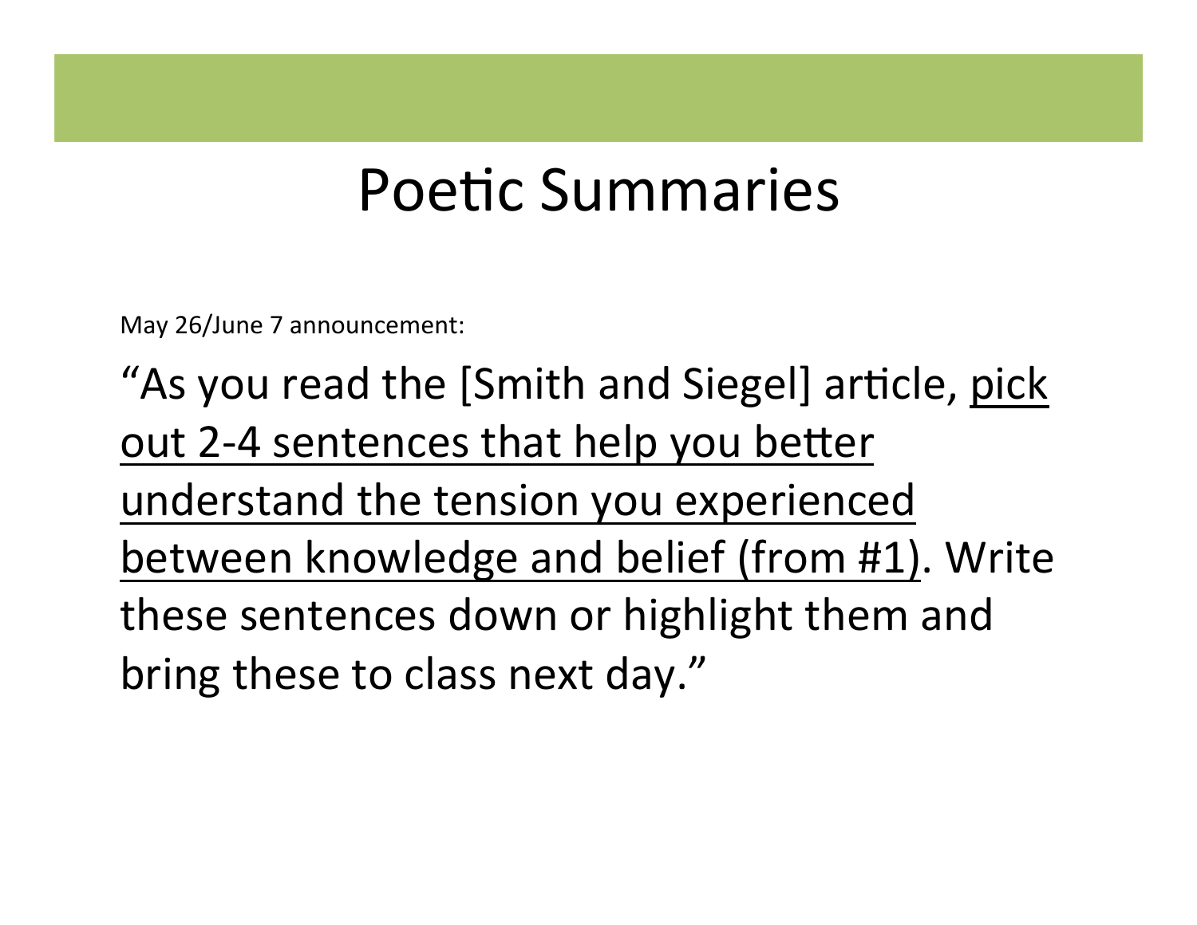# Poetic Summaries

May 26/June 7 announcement:

"As you read the [Smith and Siegel] article, <u>pick out 2-4 sentences that help you better understand the tension you experienced between knowledge and belief (from #1)</u>. Write these sentences down or highlight them and bring these to class next day."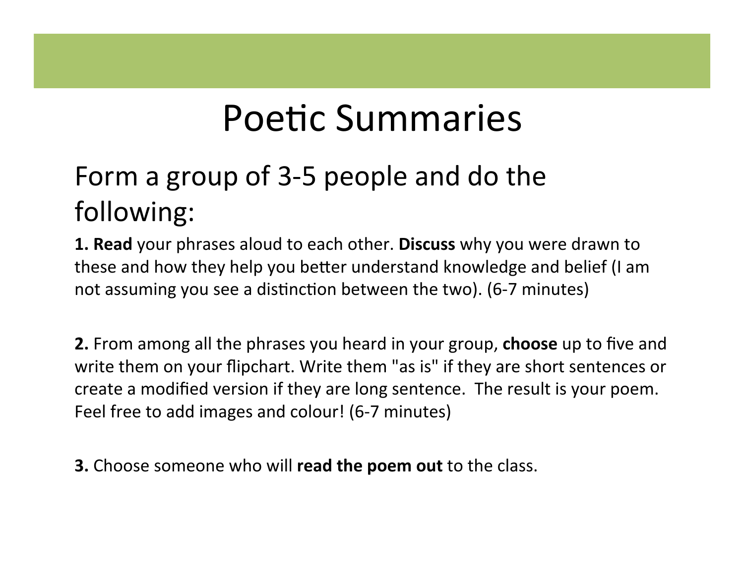# Poetic Summaries

## Form a group of 3-5 people and do the following:

**1. Read** your phrases aloud to each other. **Discuss** why you were drawn to these and how they help you better understand knowledge and belief (I am not assuming you see a distinction between the two). (6-7 minutes)

**2.** From among all the phrases you heard in your group, **choose** up to five and write them on your flipchart. Write them "as is" if they are short sentences or create a modified version if they are long sentence. The result is your poem. Feel free to add images and colour! (6-7 minutes)

**3.** Choose someone who will **read the poem out** to the class.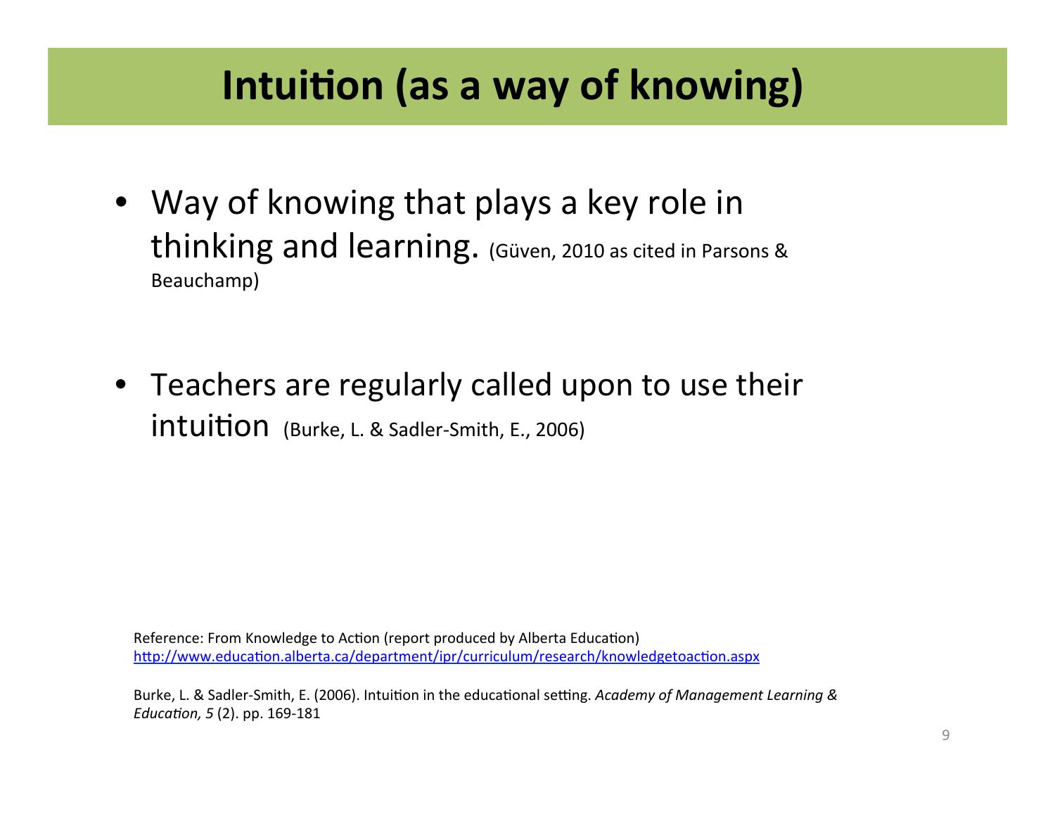# Intuition (as a way of knowing)

- Way of knowing that plays a key role in thinking and learning. (Güven, 2010 as cited in Parsons & Beauchamp)

- Teachers are regularly called upon to use their intuition (Burke, L. & Sadler-Smith, E., 2006)

Reference: From Knowledge to Action (report produced by Alberta Education)
http://www.education.alberta.ca/department/ipr/curriculum/research/knowledgetoaction.aspx

Burke, L. & Sadler-Smith, E. (2006). Intuition in the educational setting. *Academy of Management Learning & Education, 5* (2). pp. 169-181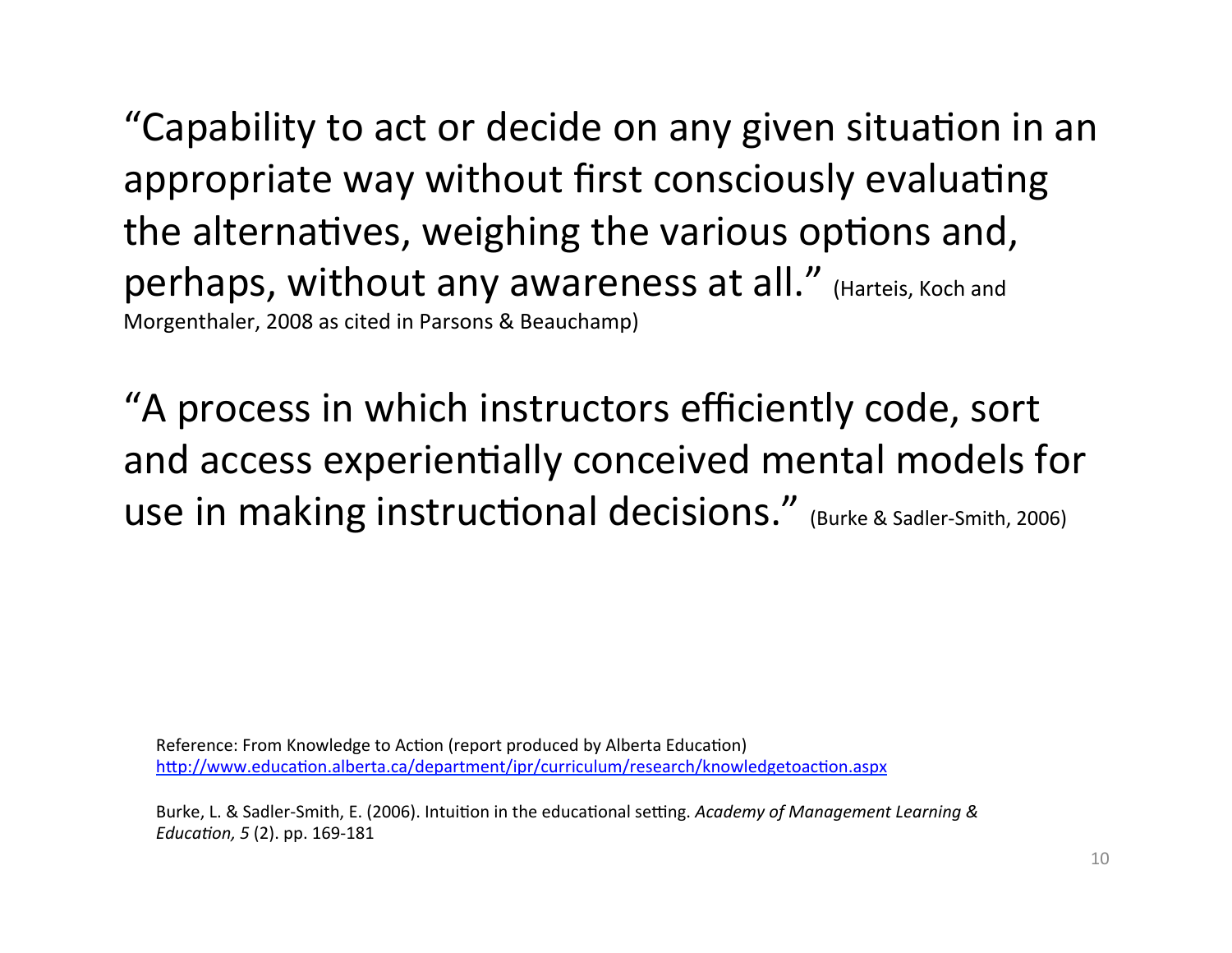"Capability to act or decide on any given situation in an appropriate way without first consciously evaluating the alternatives, weighing the various options and, perhaps, without any awareness at all." (Harteis, Koch and Morgenthaler, 2008 as cited in Parsons & Beauchamp)

"A process in which instructors efficiently code, sort and access experientially conceived mental models for use in making instructional decisions." (Burke & Sadler-Smith, 2006)

Reference: From Knowledge to Action (report produced by Alberta Education)
[http://www.education.alberta.ca/department/ipr/curriculum/research/knowledgetoaction.aspx](http://www.education.alberta.ca/department/ipr/curriculum/research/knowledgetoaction.aspx)

Burke, L. & Sadler-Smith, E. (2006). Intuition in the educational setting. *Academy of Management Learning & Education, 5* (2). pp. 169-181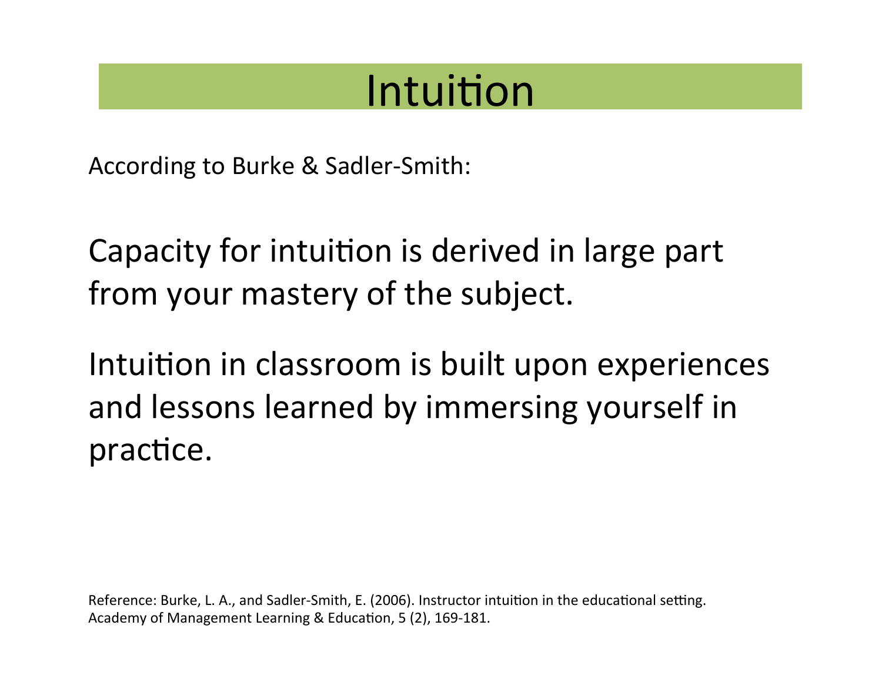# Intuition

According to Burke & Sadler-Smith:

Capacity for intuition is derived in large part from your mastery of the subject.

Intuition in classroom is built upon experiences and lessons learned by immersing yourself in practice.

Reference: Burke, L. A., and Sadler-Smith, E. (2006). Instructor intuition in the educational setting. Academy of Management Learning & Education, 5 (2), 169-181.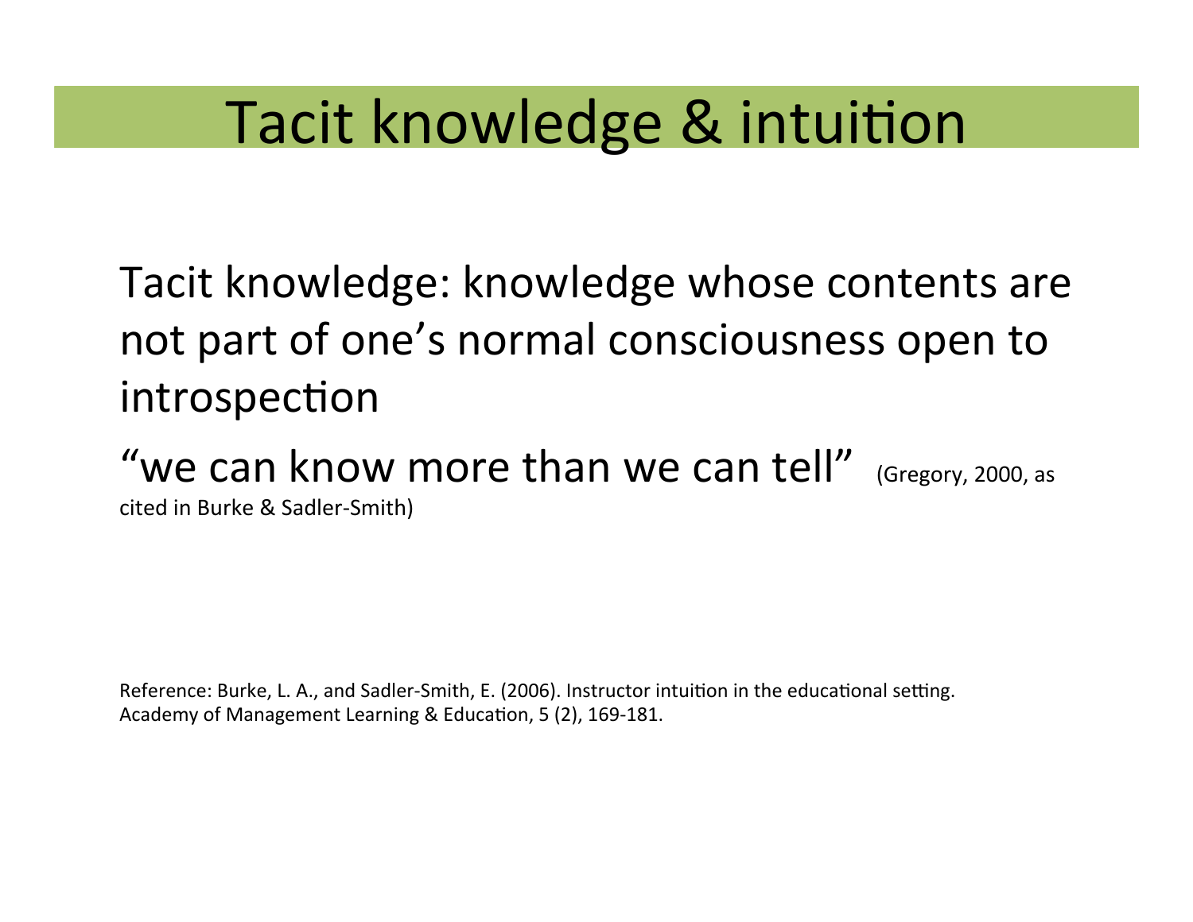# Tacit knowledge & intuition

Tacit knowledge: knowledge whose contents are not part of one's normal consciousness open to introspection

"we can know more than we can tell" (Gregory, 2000, as cited in Burke & Sadler-Smith)

Reference: Burke, L. A., and Sadler-Smith, E. (2006). Instructor intuition in the educational setting. Academy of Management Learning & Education, 5 (2), 169-181.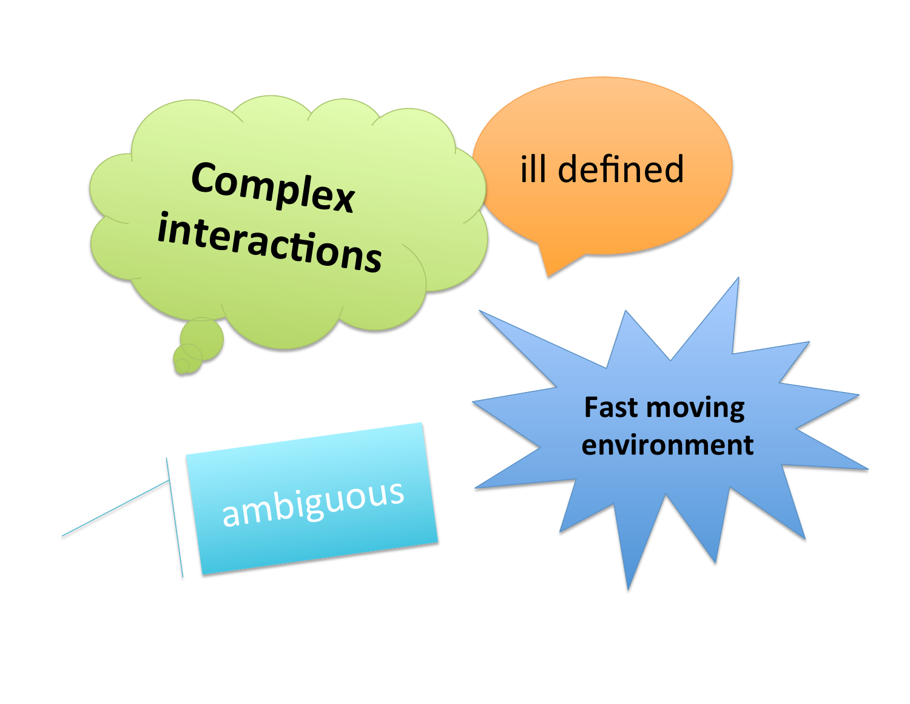Complex interactions

ill defined

Fast moving environment

ambiguous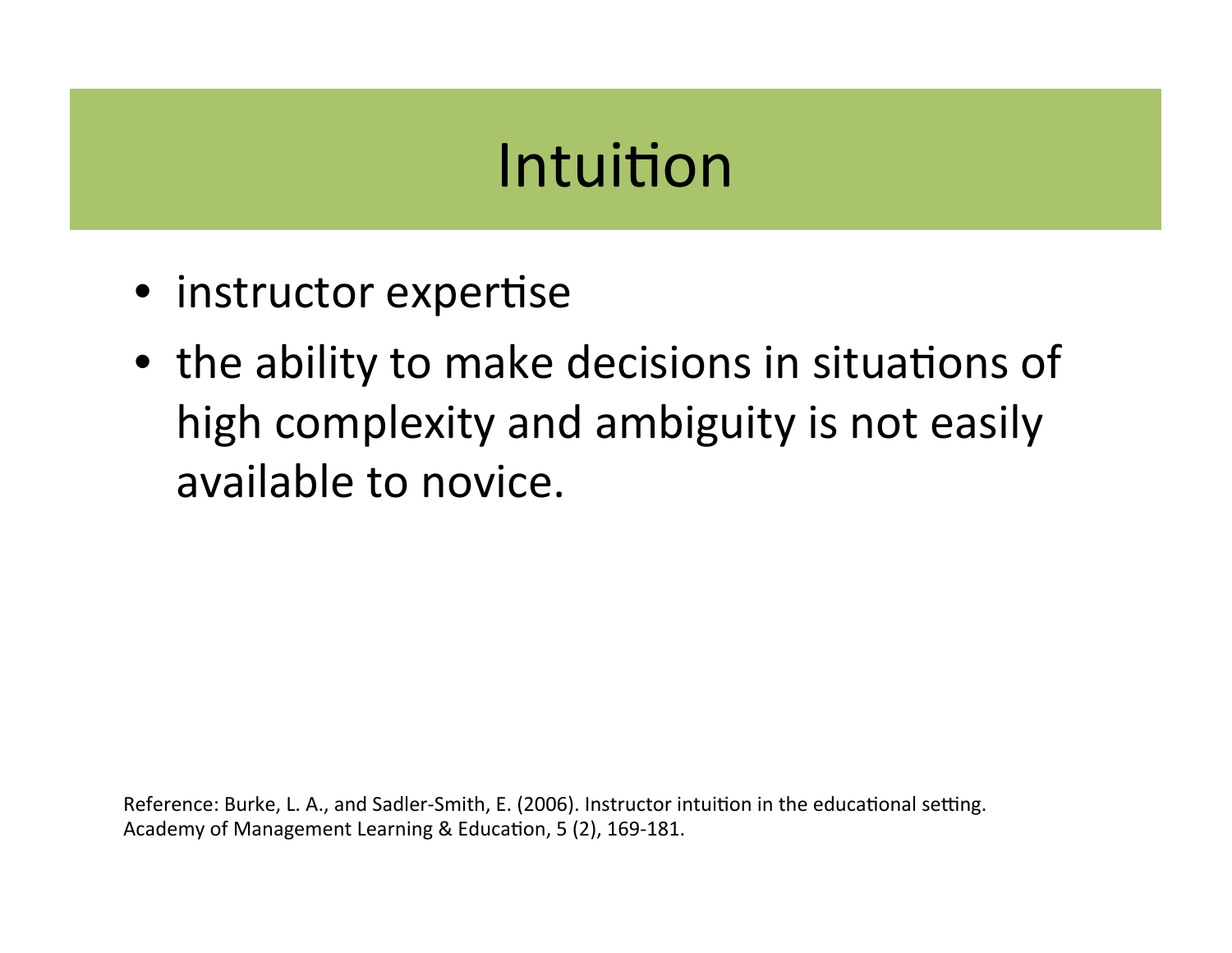# Intuition

- instructor expertise
- the ability to make decisions in situations of high complexity and ambiguity is not easily available to novice.

Reference: Burke, L. A., and Sadler-Smith, E. (2006). Instructor intuition in the educational setting. Academy of Management Learning & Education, 5 (2), 169-181.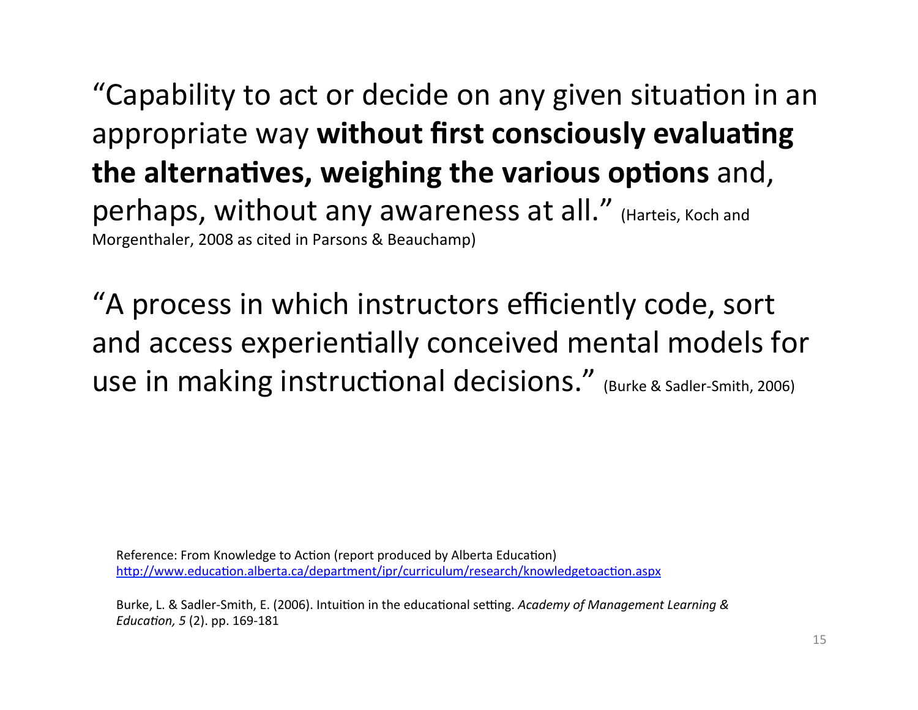"Capability to act or decide on any given situation in an appropriate way **without first consciously evaluating the alternatives, weighing the various options** and, perhaps, without any awareness at all." (Harteis, Koch and Morgenthaler, 2008 as cited in Parsons & Beauchamp)

"A process in which instructors efficiently code, sort and access experientially conceived mental models for use in making instructional decisions." (Burke & Sadler-Smith, 2006)

Reference: From Knowledge to Action (report produced by Alberta Education)
http://www.education.alberta.ca/department/ipr/curriculum/research/knowledgetoaction.aspx

Burke, L. & Sadler-Smith, E. (2006). Intuition in the educational setting. *Academy of Management Learning & Education, 5* (2). pp. 169-181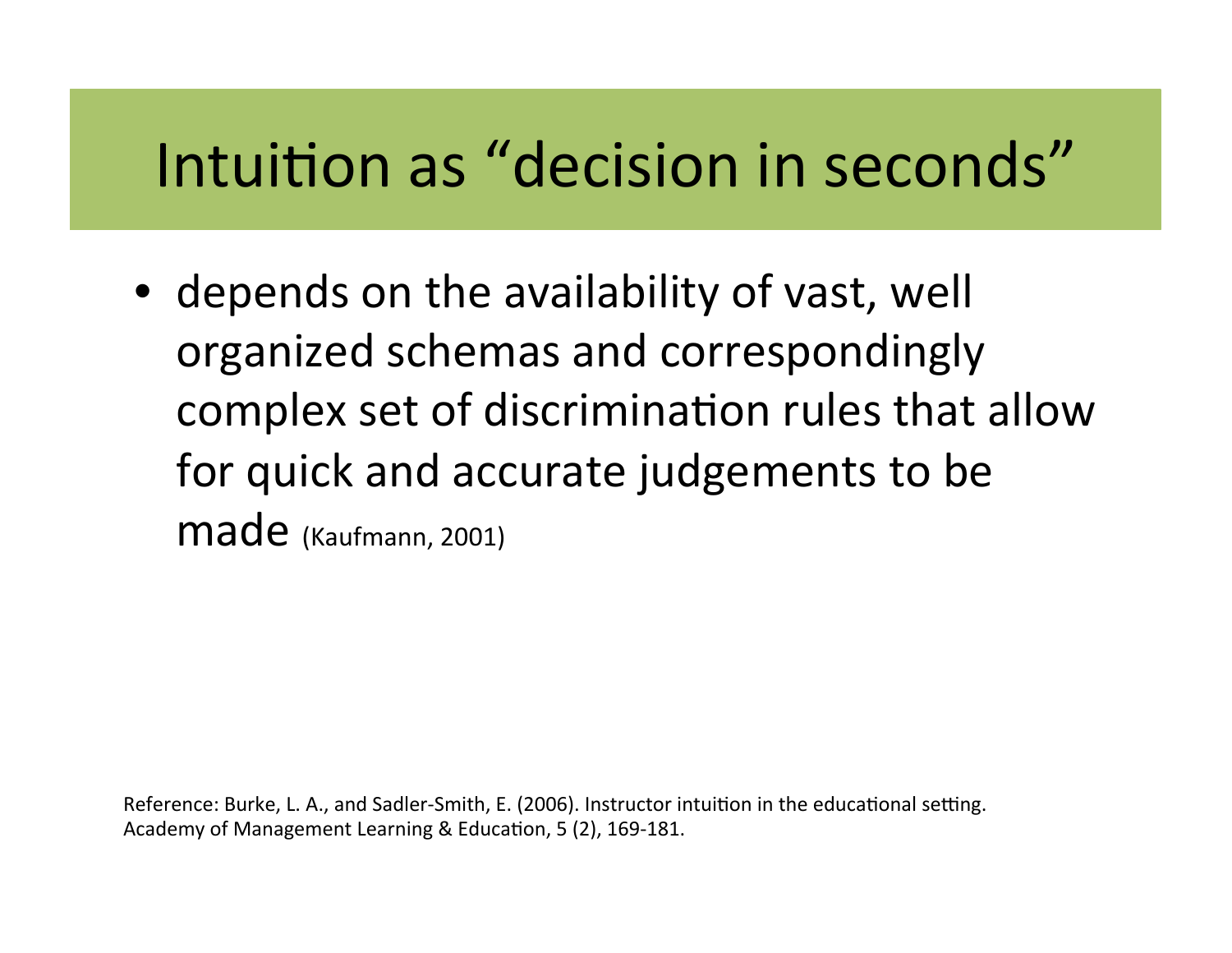# Intuition as "decision in seconds"

- depends on the availability of vast, well organized schemas and correspondingly complex set of discrimination rules that allow for quick and accurate judgements to be made (Kaufmann, 2001)

Reference: Burke, L. A., and Sadler-Smith, E. (2006). Instructor intuition in the educational setting. Academy of Management Learning & Education, 5 (2), 169-181.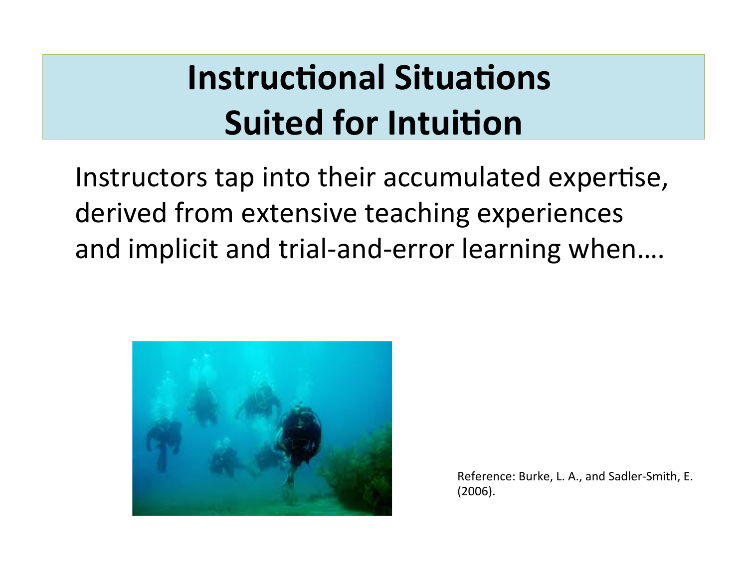# Instructional Situations Suited for Intuition

Instructors tap into their accumulated expertise, derived from extensive teaching experiences and implicit and trial-and-error learning when….

Reference: Burke, L. A., and Sadler-Smith, E. (2006).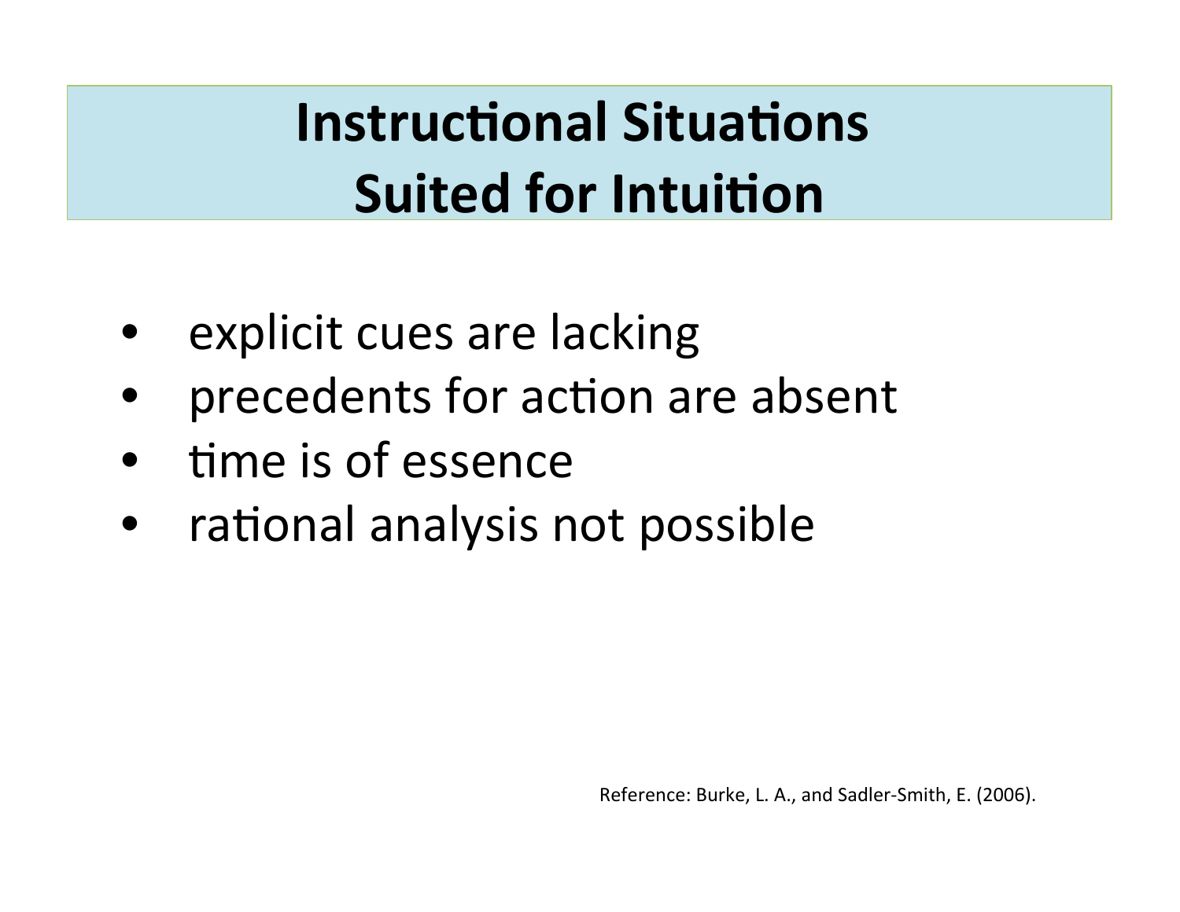# Instructional Situations Suited for Intuition

- explicit cues are lacking
- precedents for action are absent
- time is of essence
- rational analysis not possible

Reference: Burke, L. A., and Sadler-Smith, E. (2006).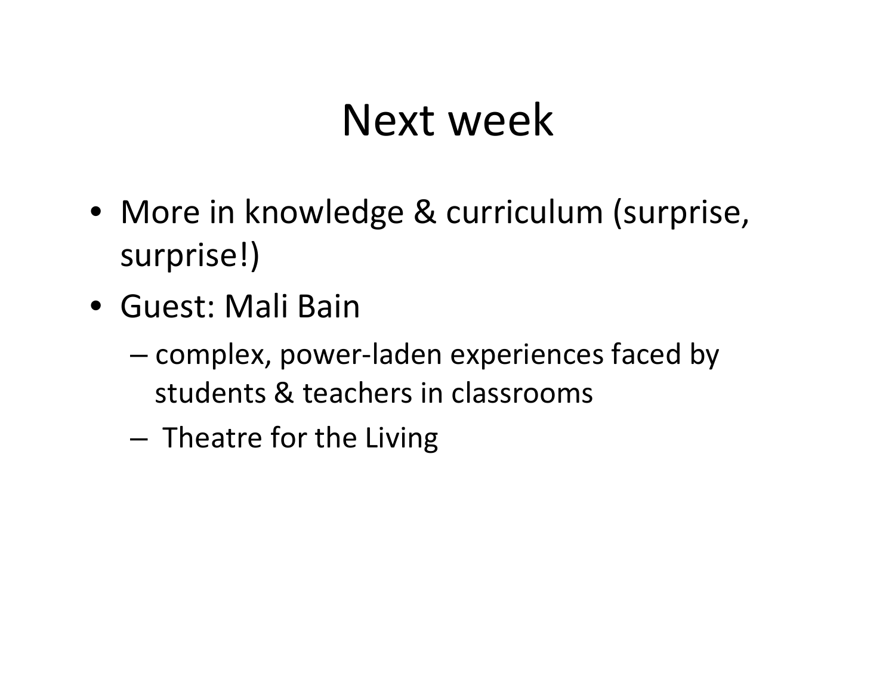# Next week

- More in knowledge & curriculum (surprise, surprise!)
- Guest: Mali Bain
  - complex, power-laden experiences faced by students & teachers in classrooms
  - Theatre for the Living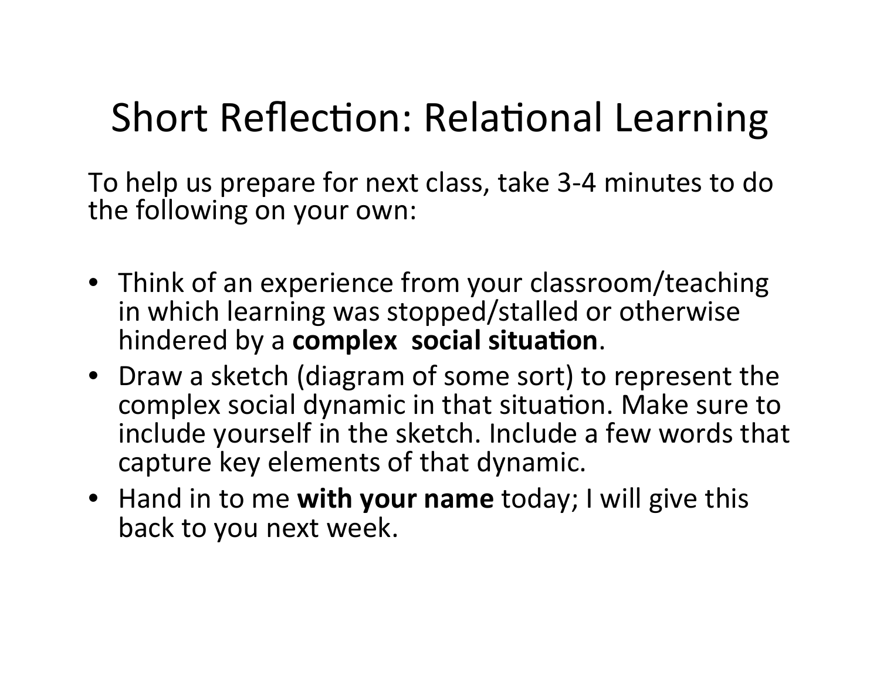# Short Reflection: Relational Learning

To help us prepare for next class, take 3-4 minutes to do the following on your own:

- Think of an experience from your classroom/teaching in which learning was stopped/stalled or otherwise hindered by a **complex social situation**.
- Draw a sketch (diagram of some sort) to represent the complex social dynamic in that situation. Make sure to include yourself in the sketch. Include a few words that capture key elements of that dynamic.
- Hand in to me **with your name** today; I will give this back to you next week.